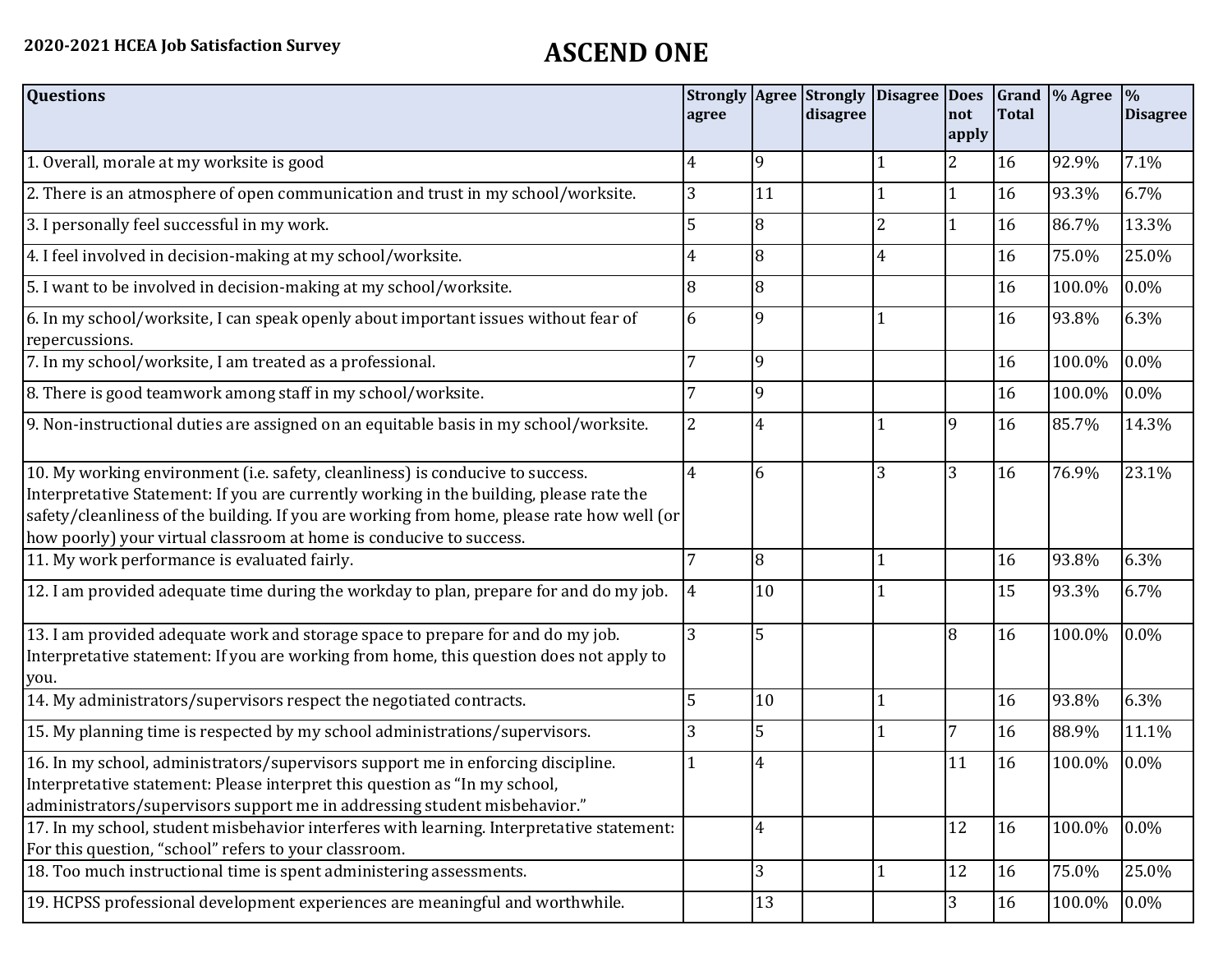**2020-2021 HCEA Job Satisfaction Survey**

# ASCEND ONE

| Questions | Strongly agree | Agree | Strongly disagree | Disagree | Does not apply | Grand Total | % Agree | % Disagree |
|---|---|---|---|---|---|---|---|---|
| 1. Overall, morale at my worksite is good | 4 | 9 | | 1 | 2 | 16 | 92.9% | 7.1% |
| 2. There is an atmosphere of open communication and trust in my school/worksite. | 3 | 11 | | 1 | 1 | 16 | 93.3% | 6.7% |
| 3. I personally feel successful in my work. | 5 | 8 | | 2 | 1 | 16 | 86.7% | 13.3% |
| 4. I feel involved in decision-making at my school/worksite. | 4 | 8 | | 4 | | 16 | 75.0% | 25.0% |
| 5. I want to be involved in decision-making at my school/worksite. | 8 | 8 | | | | 16 | 100.0% | 0.0% |
| 6. In my school/worksite, I can speak openly about important issues without fear of repercussions. | 6 | 9 | | 1 | | 16 | 93.8% | 6.3% |
| 7. In my school/worksite, I am treated as a professional. | 7 | 9 | | | | 16 | 100.0% | 0.0% |
| 8. There is good teamwork among staff in my school/worksite. | 7 | 9 | | | | 16 | 100.0% | 0.0% |
| 9. Non-instructional duties are assigned on an equitable basis in my school/worksite. | 2 | 4 | | 1 | 9 | 16 | 85.7% | 14.3% |
| 10. My working environment (i.e. safety, cleanliness) is conducive to success. Interpretative Statement: If you are currently working in the building, please rate the safety/cleanliness of the building. If you are working from home, please rate how well (or how poorly) your virtual classroom at home is conducive to success. | 4 | 6 | | 3 | 3 | 16 | 76.9% | 23.1% |
| 11. My work performance is evaluated fairly. | 7 | 8 | | 1 | | 16 | 93.8% | 6.3% |
| 12. I am provided adequate time during the workday to plan, prepare for and do my job. | 4 | 10 | | 1 | | 15 | 93.3% | 6.7% |
| 13. I am provided adequate work and storage space to prepare for and do my job. Interpretative statement: If you are working from home, this question does not apply to you. | 3 | 5 | | | 8 | 16 | 100.0% | 0.0% |
| 14. My administrators/supervisors respect the negotiated contracts. | 5 | 10 | | 1 | | 16 | 93.8% | 6.3% |
| 15. My planning time is respected by my school administrations/supervisors. | 3 | 5 | | 1 | 7 | 16 | 88.9% | 11.1% |
| 16. In my school, administrators/supervisors support me in enforcing discipline. Interpretative statement: Please interpret this question as "In my school, administrators/supervisors support me in addressing student misbehavior." | 1 | 4 | | | 11 | 16 | 100.0% | 0.0% |
| 17. In my school, student misbehavior interferes with learning. Interpretative statement: For this question, "school" refers to your classroom. | | 4 | | | 12 | 16 | 100.0% | 0.0% |
| 18. Too much instructional time is spent administering assessments. | | 3 | | 1 | 12 | 16 | 75.0% | 25.0% |
| 19. HCPSS professional development experiences are meaningful and worthwhile. | | 13 | | | 3 | 16 | 100.0% | 0.0% |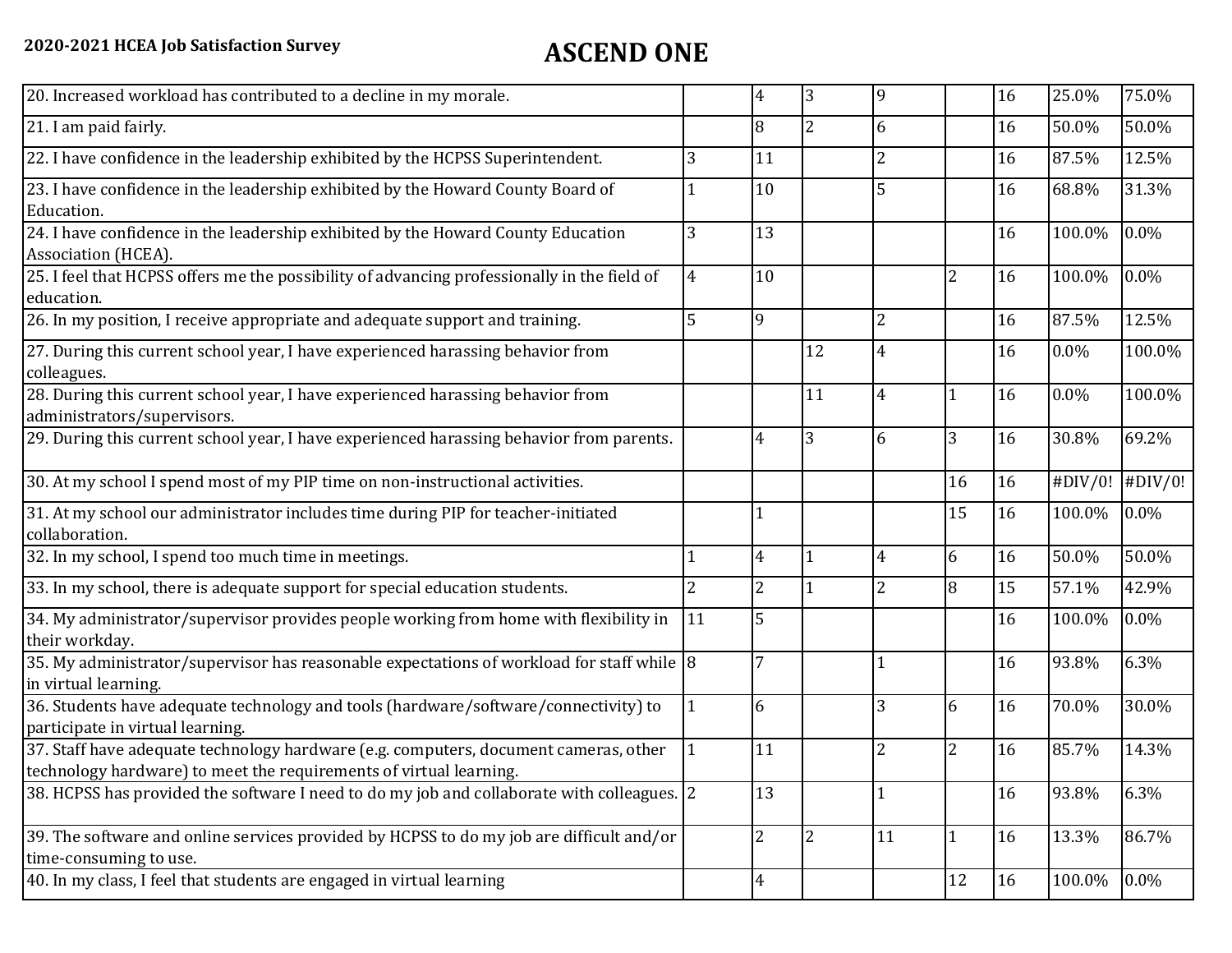**2020-2021 HCEA Job Satisfaction Survey**

# ASCEND ONE

| | | | | | | | | |
|---|---|---|---|---|---|---|---|---|
| 20. Increased workload has contributed to a decline in my morale. | | 4 | 3 | 9 | | 16 | 25.0% | 75.0% |
| 21. I am paid fairly. | | 8 | 2 | 6 | | 16 | 50.0% | 50.0% |
| 22. I have confidence in the leadership exhibited by the HCPSS Superintendent. | 3 | 11 | | 2 | | 16 | 87.5% | 12.5% |
| 23. I have confidence in the leadership exhibited by the Howard County Board of Education. | 1 | 10 | | 5 | | 16 | 68.8% | 31.3% |
| 24. I have confidence in the leadership exhibited by the Howard County Education Association (HCEA). | 3 | 13 | | | | 16 | 100.0% | 0.0% |
| 25. I feel that HCPSS offers me the possibility of advancing professionally in the field of education. | 4 | 10 | | | 2 | 16 | 100.0% | 0.0% |
| 26. In my position, I receive appropriate and adequate support and training. | 5 | 9 | | 2 | | 16 | 87.5% | 12.5% |
| 27. During this current school year, I have experienced harassing behavior from colleagues. | | | 12 | 4 | | 16 | 0.0% | 100.0% |
| 28. During this current school year, I have experienced harassing behavior from administrators/supervisors. | | | 11 | 4 | 1 | 16 | 0.0% | 100.0% |
| 29. During this current school year, I have experienced harassing behavior from parents. | | 4 | 3 | 6 | 3 | 16 | 30.8% | 69.2% |
| 30. At my school I spend most of my PIP time on non-instructional activities. | | | | | 16 | 16 | #DIV/0! | #DIV/0! |
| 31. At my school our administrator includes time during PIP for teacher-initiated collaboration. | | 1 | | | 15 | 16 | 100.0% | 0.0% |
| 32. In my school, I spend too much time in meetings. | 1 | 4 | 1 | 4 | 6 | 16 | 50.0% | 50.0% |
| 33. In my school, there is adequate support for special education students. | 2 | 2 | 1 | 2 | 8 | 15 | 57.1% | 42.9% |
| 34. My administrator/supervisor provides people working from home with flexibility in their workday. | 11 | 5 | | | | 16 | 100.0% | 0.0% |
| 35. My administrator/supervisor has reasonable expectations of workload for staff while in virtual learning. | 8 | 7 | | 1 | | 16 | 93.8% | 6.3% |
| 36. Students have adequate technology and tools (hardware/software/connectivity) to participate in virtual learning. | 1 | 6 | | 3 | 6 | 16 | 70.0% | 30.0% |
| 37. Staff have adequate technology hardware (e.g. computers, document cameras, other technology hardware) to meet the requirements of virtual learning. | 1 | 11 | | 2 | 2 | 16 | 85.7% | 14.3% |
| 38. HCPSS has provided the software I need to do my job and collaborate with colleagues. | 2 | 13 | | 1 | | 16 | 93.8% | 6.3% |
| 39. The software and online services provided by HCPSS to do my job are difficult and/or time-consuming to use. | | 2 | 2 | 11 | 1 | 16 | 13.3% | 86.7% |
| 40. In my class, I feel that students are engaged in virtual learning | | 4 | | | 12 | 16 | 100.0% | 0.0% |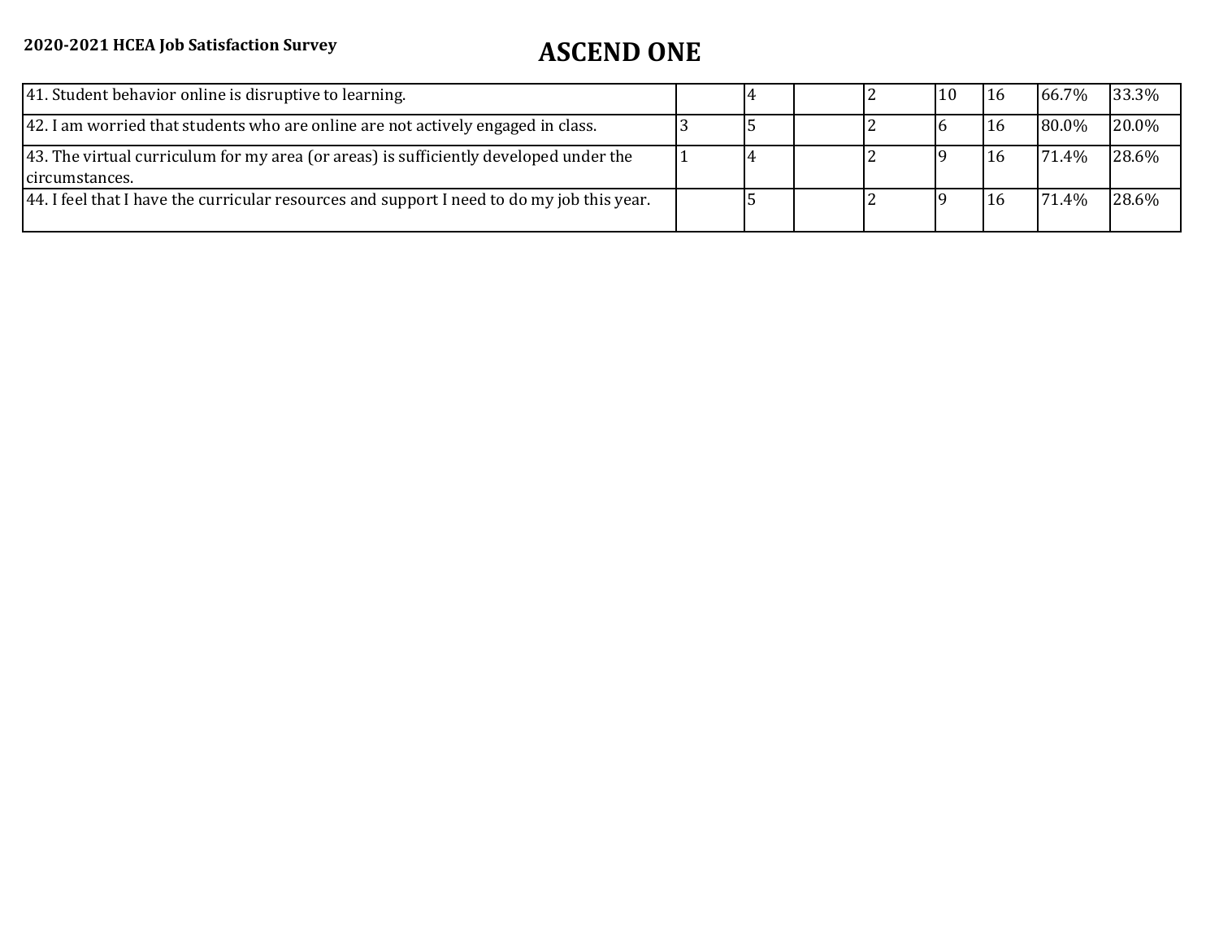| | | | | | | | | |
|---|---|---|---|---|---|---|---|---|
| 41. Student behavior online is disruptive to learning. | | 4 | | 2 | 10 | 16 | 66.7% | 33.3% |
| 42. I am worried that students who are online are not actively engaged in class. | 3 | 5 | | 2 | 6 | 16 | 80.0% | 20.0% |
| 43. The virtual curriculum for my area (or areas) is sufficiently developed under the circumstances. | 1 | 4 | | 2 | 9 | 16 | 71.4% | 28.6% |
| 44. I feel that I have the curricular resources and support I need to do my job this year. | | 5 | | 2 | 9 | 16 | 71.4% | 28.6% |